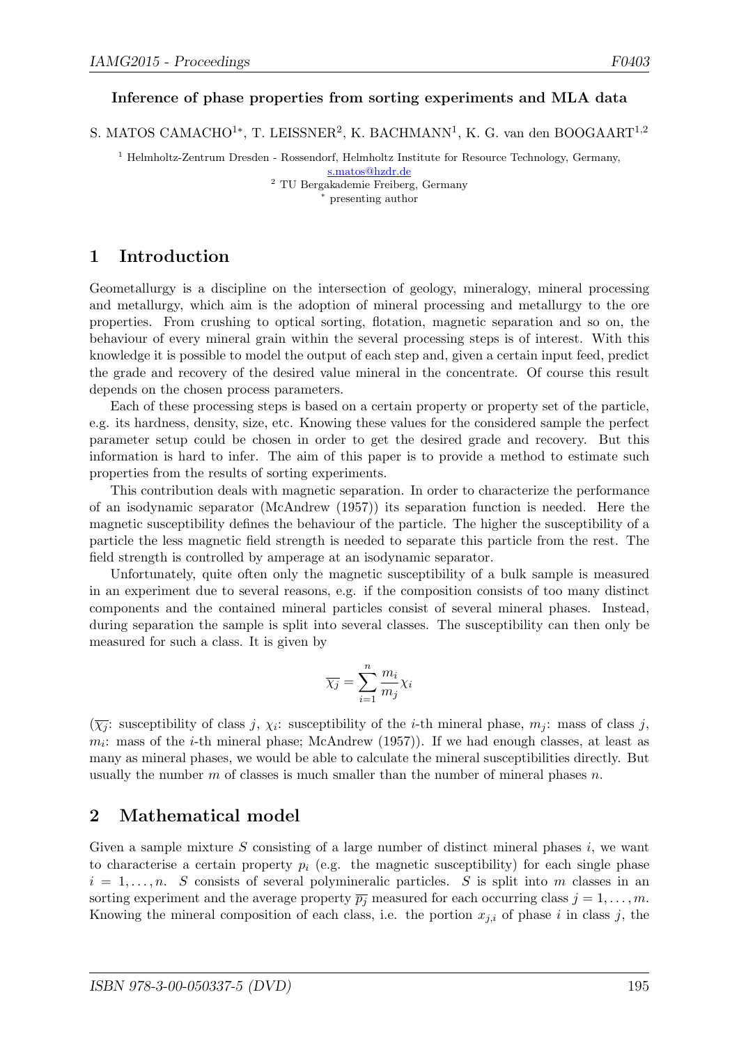**Inference of phase properties from sorting experiments and MLA data**

S. MATOS CAMACHO[1*], T. LEISSNER[2], K. BACHMANN[1], K. G. van den BOOGAART[1,2]

[1] Helmholtz-Zentrum Dresden - Rossendorf, Helmholtz Institute for Resource Technology, Germany, s.matos@hzdr.de
[2] TU Bergakademie Freiberg, Germany
[*] presenting author

# 1 Introduction

Geometallurgy is a discipline on the intersection of geology, mineralogy, mineral processing and metallurgy, which aim is the adoption of mineral processing and metallurgy to the ore properties. From crushing to optical sorting, flotation, magnetic separation and so on, the behaviour of every mineral grain within the several processing steps is of interest. With this knowledge it is possible to model the output of each step and, given a certain input feed, predict the grade and recovery of the desired value mineral in the concentrate. Of course this result depends on the chosen process parameters.

Each of these processing steps is based on a certain property or property set of the particle, e.g. its hardness, density, size, etc. Knowing these values for the considered sample the perfect parameter setup could be chosen in order to get the desired grade and recovery. But this information is hard to infer. The aim of this paper is to provide a method to estimate such properties from the results of sorting experiments.

This contribution deals with magnetic separation. In order to characterize the performance of an isodynamic separator (McAndrew (1957)) its separation function is needed. Here the magnetic susceptibility defines the behaviour of the particle. The higher the susceptibility of a particle the less magnetic field strength is needed to separate this particle from the rest. The field strength is controlled by amperage at an isodynamic separator.

Unfortunately, quite often only the magnetic susceptibility of a bulk sample is measured in an experiment due to several reasons, e.g. if the composition consists of too many distinct components and the contained mineral particles consist of several mineral phases. Instead, during separation the sample is split into several classes. The susceptibility can then only be measured for such a class. It is given by

$$\overline{\chi_j} = \sum_{i=1}^{n} \frac{m_i}{m_j} \chi_i$$

($\overline{\chi_j}$: susceptibility of class $j$, $\chi_i$: susceptibility of the $i$-th mineral phase, $m_j$: mass of class $j$, $m_i$: mass of the $i$-th mineral phase; McAndrew (1957)). If we had enough classes, at least as many as mineral phases, we would be able to calculate the mineral susceptibilities directly. But usually the number $m$ of classes is much smaller than the number of mineral phases $n$.

# 2 Mathematical model

Given a sample mixture $S$ consisting of a large number of distinct mineral phases $i$, we want to characterise a certain property $p_i$ (e.g. the magnetic susceptibility) for each single phase $i = 1, \ldots, n$. $S$ consists of several polymineralic particles. $S$ is split into $m$ classes in an sorting experiment and the average property $\overline{p_j}$ measured for each occurring class $j = 1, \ldots, m$. Knowing the mineral composition of each class, i.e. the portion $x_{j,i}$ of phase $i$ in class $j$, the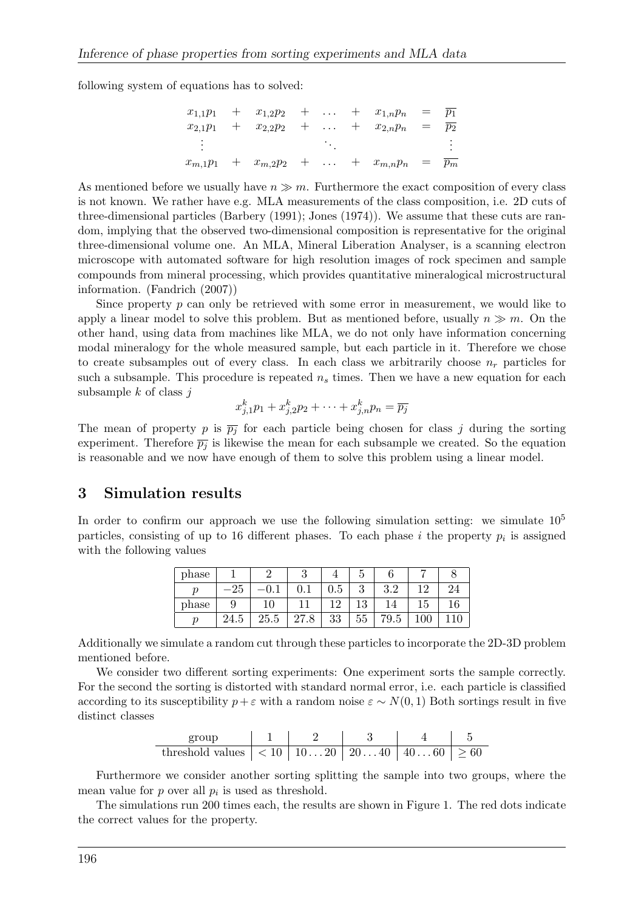following system of equations has to solved:

$$
\begin{array}{ccccccccc}
x_{1,1}p_1 & + & x_{1,2}p_2 & + & \dots & + & x_{1,n}p_n & = & \overline{p_1} \\
x_{2,1}p_1 & + & x_{2,2}p_2 & + & \dots & + & x_{2,n}p_n & = & \overline{p_2} \\
\vdots & & & & \ddots & & & & \vdots \\
x_{m,1}p_1 & + & x_{m,2}p_2 & + & \dots & + & x_{m,n}p_n & = & \overline{p_m}
\end{array}
$$

As mentioned before we usually have $n \gg m$. Furthermore the exact composition of every class is not known. We rather have e.g. MLA measurements of the class composition, i.e. 2D cuts of three-dimensional particles (Barbery (1991); Jones (1974)). We assume that these cuts are random, implying that the observed two-dimensional composition is representative for the original three-dimensional volume one. An MLA, Mineral Liberation Analyser, is a scanning electron microscope with automated software for high resolution images of rock specimen and sample compounds from mineral processing, which provides quantitative mineralogical microstructural information. (Fandrich (2007))

Since property $p$ can only be retrieved with some error in measurement, we would like to apply a linear model to solve this problem. But as mentioned before, usually $n \gg m$. On the other hand, using data from machines like MLA, we do not only have information concerning modal mineralogy for the whole measured sample, but each particle in it. Therefore we chose to create subsamples out of every class. In each class we arbitrarily choose $n_r$ particles for such a subsample. This procedure is repeated $n_s$ times. Then we have a new equation for each subsample $k$ of class $j$

$$x_{j,1}^k p_1 + x_{j,2}^k p_2 + \dots + x_{j,n}^k p_n = \overline{p_j}$$

The mean of property $p$ is $\overline{p_j}$ for each particle being chosen for class $j$ during the sorting experiment. Therefore $\overline{p_j}$ is likewise the mean for each subsample we created. So the equation is reasonable and we now have enough of them to solve this problem using a linear model.

## 3 Simulation results

In order to confirm our approach we use the following simulation setting: we simulate $10^5$ particles, consisting of up to 16 different phases. To each phase $i$ the property $p_i$ is assigned with the following values

| phase | 1 | 2 | 3 | 4 | 5 | 6 | 7 | 8 |
|---|---|---|---|---|---|---|---|---|
| $p$ | $-25$ | $-0.1$ | 0.1 | 0.5 | 3 | 3.2 | 12 | 24 |
| phase | 9 | 10 | 11 | 12 | 13 | 14 | 15 | 16 |
| $p$ | 24.5 | 25.5 | 27.8 | 33 | 55 | 79.5 | 100 | 110 |

Additionally we simulate a random cut through these particles to incorporate the 2D-3D problem mentioned before.

We consider two different sorting experiments: One experiment sorts the sample correctly. For the second the sorting is distorted with standard normal error, i.e. each particle is classified according to its susceptibility $p + \varepsilon$ with a random noise $\varepsilon \sim N(0, 1)$ Both sortings result in five distinct classes

| group | 1 | 2 | 3 | 4 | 5 |
|---|---|---|---|---|---|
| threshold values | $< 10$ | $10 \dots 20$ | $20 \dots 40$ | $40 \dots 60$ | $\geq 60$ |

Furthermore we consider another sorting splitting the sample into two groups, where the mean value for $p$ over all $p_i$ is used as threshold.

The simulations run 200 times each, the results are shown in Figure 1. The red dots indicate the correct values for the property.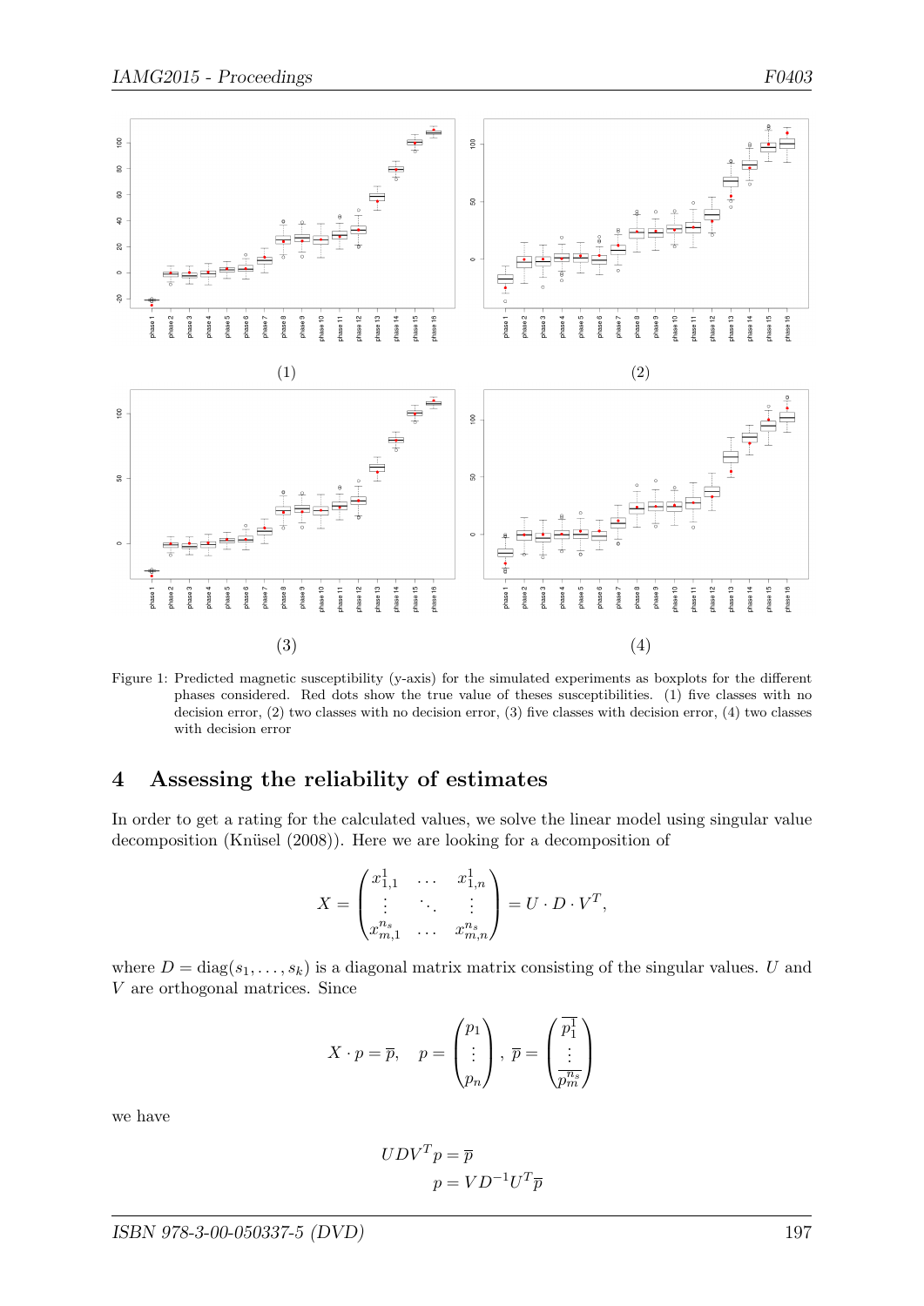Figure 1: Predicted magnetic susceptibility (y-axis) for the simulated experiments as boxplots for the different phases considered. Red dots show the true value of theses susceptibilities. (1) five classes with no decision error, (2) two classes with no decision error, (3) five classes with decision error, (4) two classes with decision error

## 4 Assessing the reliability of estimates

In order to get a rating for the calculated values, we solve the linear model using singular value decomposition (Knüsel (2008)). Here we are looking for a decomposition of

$$X = \begin{pmatrix} x_{1,1}^{1} & \dots & x_{1,n}^{1} \\ \vdots & \ddots & \vdots \\ x_{m,1}^{n_s} & \dots & x_{m,n}^{n_s} \end{pmatrix} = U \cdot D \cdot V^T,$$

where $D = \text{diag}(s_1, \dots, s_k)$ is a diagonal matrix matrix consisting of the singular values. $U$ and $V$ are orthogonal matrices. Since

$$X \cdot p = \overline{p}, \quad p = \begin{pmatrix} p_1 \\ \vdots \\ p_n \end{pmatrix}, \; \overline{p} = \begin{pmatrix} \overline{p_1^1} \\ \vdots \\ \overline{p_m^{n_s}} \end{pmatrix}$$

we have

$$UDV^T p = \overline{p}$$

$$p = VD^{-1}U^T\overline{p}$$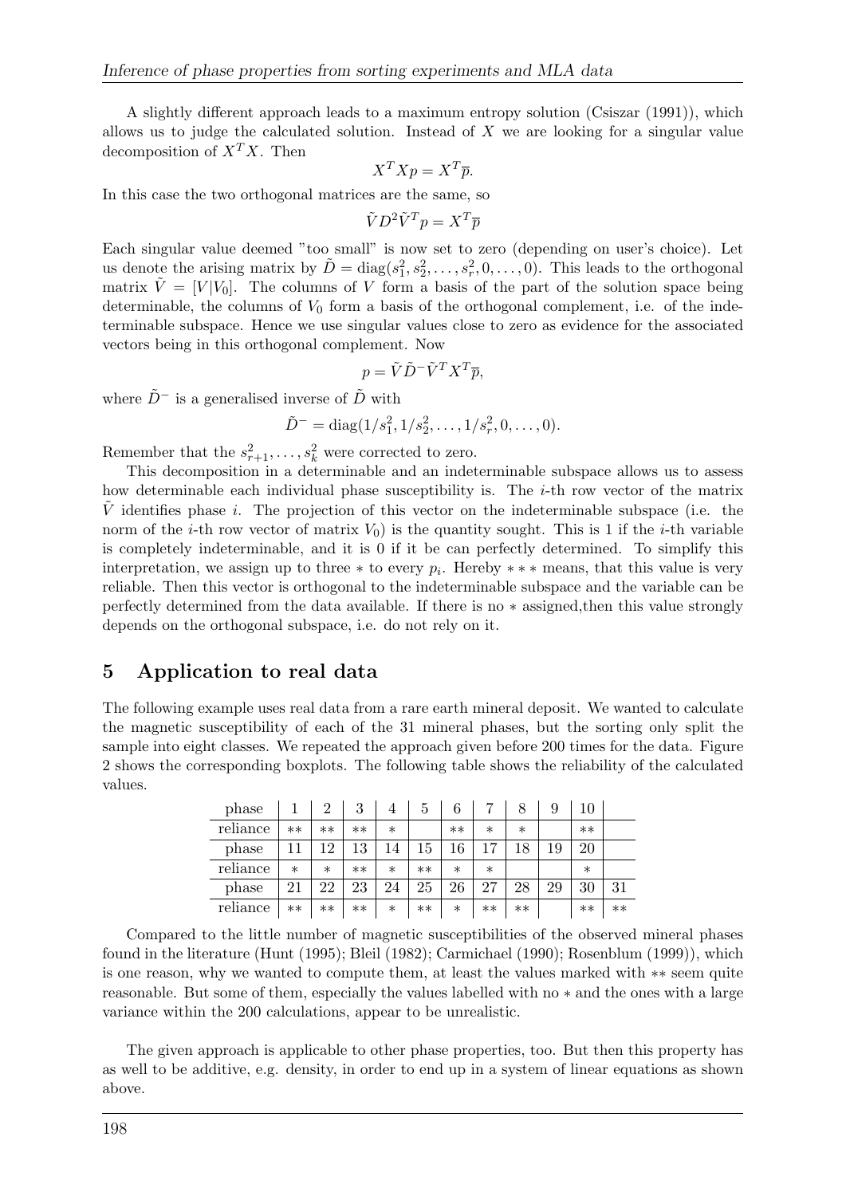A slightly different approach leads to a maximum entropy solution (Csiszar (1991)), which allows us to judge the calculated solution. Instead of $X$ we are looking for a singular value decomposition of $X^T X$. Then

$$X^T X p = X^T \overline{p}.$$

In this case the two orthogonal matrices are the same, so

$$\tilde{V} D^2 \tilde{V}^T p = X^T \overline{p}$$

Each singular value deemed "too small" is now set to zero (depending on user's choice). Let us denote the arising matrix by $\tilde{D} = \mathrm{diag}(s_1^2, s_2^2, \ldots, s_r^2, 0, \ldots, 0)$. This leads to the orthogonal matrix $\tilde{V} = [V|V_0]$. The columns of $V$ form a basis of the part of the solution space being determinable, the columns of $V_0$ form a basis of the orthogonal complement, i.e. of the indeterminable subspace. Hence we use singular values close to zero as evidence for the associated vectors being in this orthogonal complement. Now

$$p = \tilde{V} \tilde{D}^- \tilde{V}^T X^T \overline{p},$$

where $\tilde{D}^-$ is a generalised inverse of $\tilde{D}$ with

$$\tilde{D}^- = \mathrm{diag}(1/s_1^2, 1/s_2^2, \ldots, 1/s_r^2, 0, \ldots, 0).$$

Remember that the $s_{r+1}^2, \ldots, s_k^2$ were corrected to zero.

This decomposition in a determinable and an indeterminable subspace allows us to assess how determinable each individual phase susceptibility is. The $i$-th row vector of the matrix $\tilde{V}$ identifies phase $i$. The projection of this vector on the indeterminable subspace (i.e. the norm of the $i$-th row vector of matrix $V_0$) is the quantity sought. This is 1 if the $i$-th variable is completely indeterminable, and it is 0 if it be can perfectly determined. To simplify this interpretation, we assign up to three * to every $p_i$. Hereby *** means, that this value is very reliable. Then this vector is orthogonal to the indeterminable subspace and the variable can be perfectly determined from the data available. If there is no * assigned,then this value strongly depends on the orthogonal subspace, i.e. do not rely on it.

## 5 Application to real data

The following example uses real data from a rare earth mineral deposit. We wanted to calculate the magnetic susceptibility of each of the 31 mineral phases, but the sorting only split the sample into eight classes. We repeated the approach given before 200 times for the data. Figure 2 shows the corresponding boxplots. The following table shows the reliability of the calculated values.

| phase | 1 | 2 | 3 | 4 | 5 | 6 | 7 | 8 | 9 | 10 | |
|---|---|---|---|---|---|---|---|---|---|---|---|
| reliance | ** | ** | ** | * | | ** | * | * | | ** | |
| phase | 11 | 12 | 13 | 14 | 15 | 16 | 17 | 18 | 19 | 20 | |
| reliance | * | * | ** | * | ** | * | * | | | * | |
| phase | 21 | 22 | 23 | 24 | 25 | 26 | 27 | 28 | 29 | 30 | 31 |
| reliance | ** | ** | ** | * | ** | * | ** | ** | | ** | ** |

Compared to the little number of magnetic susceptibilities of the observed mineral phases found in the literature (Hunt (1995); Bleil (1982); Carmichael (1990); Rosenblum (1999)), which is one reason, why we wanted to compute them, at least the values marked with ** seem quite reasonable. But some of them, especially the values labelled with no * and the ones with a large variance within the 200 calculations, appear to be unrealistic.

The given approach is applicable to other phase properties, too. But then this property has as well to be additive, e.g. density, in order to end up in a system of linear equations as shown above.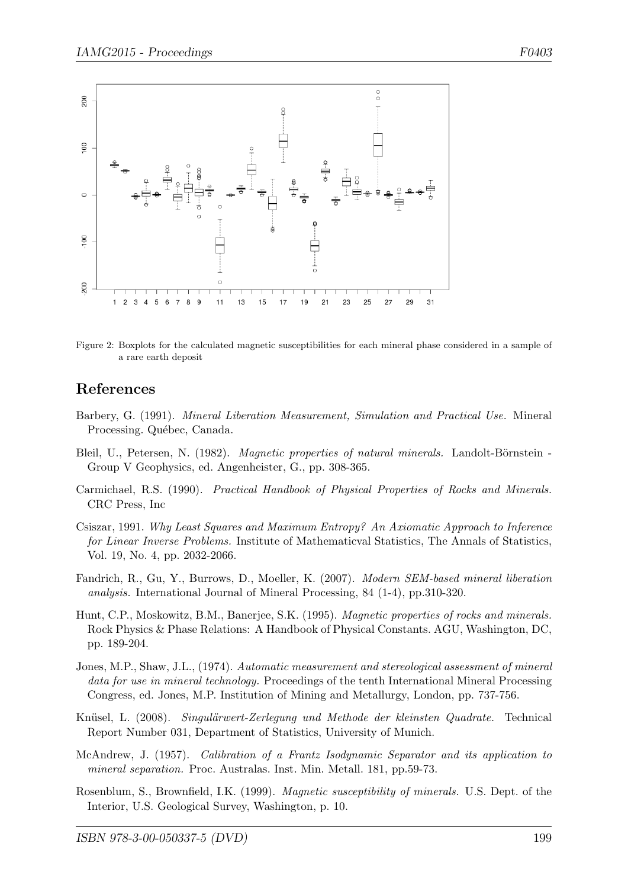200

100

0

-100

-200

1 2 3 4 5 6 7 8 9 11 13 15 17 19 21 23 25 27 29 31

Figure 2: Boxplots for the calculated magnetic susceptibilities for each mineral phase considered in a sample of a rare earth deposit

## References

Barbery, G. (1991). *Mineral Liberation Measurement, Simulation and Practical Use.* Mineral Processing. Québec, Canada.

Bleil, U., Petersen, N. (1982). *Magnetic properties of natural minerals.* Landolt-Börnstein - Group V Geophysics, ed. Angenheister, G., pp. 308-365.

Carmichael, R.S. (1990). *Practical Handbook of Physical Properties of Rocks and Minerals.* CRC Press, Inc

Csiszar, 1991. *Why Least Squares and Maximum Entropy? An Axiomatic Approach to Inference for Linear Inverse Problems.* Institute of Mathematicval Statistics, The Annals of Statistics, Vol. 19, No. 4, pp. 2032-2066.

Fandrich, R., Gu, Y., Burrows, D., Moeller, K. (2007). *Modern SEM-based mineral liberation analysis.* International Journal of Mineral Processing, 84 (1-4), pp.310-320.

Hunt, C.P., Moskowitz, B.M., Banerjee, S.K. (1995). *Magnetic properties of rocks and minerals.* Rock Physics & Phase Relations: A Handbook of Physical Constants. AGU, Washington, DC, pp. 189-204.

Jones, M.P., Shaw, J.L., (1974). *Automatic measurement and stereological assessment of mineral data for use in mineral technology.* Proceedings of the tenth International Mineral Processing Congress, ed. Jones, M.P. Institution of Mining and Metallurgy, London, pp. 737-756.

Knüsel, L. (2008). *Singulärwert-Zerlegung und Methode der kleinsten Quadrate.* Technical Report Number 031, Department of Statistics, University of Munich.

McAndrew, J. (1957). *Calibration of a Frantz Isodynamic Separator and its application to mineral separation.* Proc. Australas. Inst. Min. Metall. 181, pp.59-73.

Rosenblum, S., Brownfield, I.K. (1999). *Magnetic susceptibility of minerals.* U.S. Dept. of the Interior, U.S. Geological Survey, Washington, p. 10.